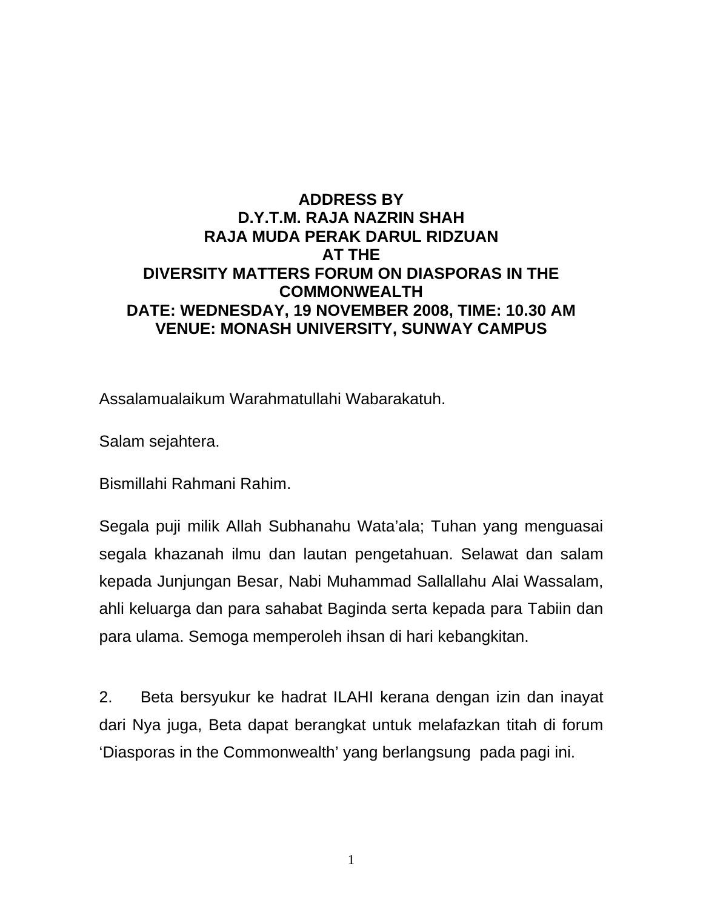**ADDRESS BY**
**D.Y.T.M. RAJA NAZRIN SHAH**
**RAJA MUDA PERAK DARUL RIDZUAN**
**AT THE**
**DIVERSITY MATTERS FORUM ON DIASPORAS IN THE COMMONWEALTH**
**DATE: WEDNESDAY, 19 NOVEMBER 2008, TIME: 10.30 AM**
**VENUE: MONASH UNIVERSITY, SUNWAY CAMPUS**

Assalamualaikum Warahmatullahi Wabarakatuh.

Salam sejahtera.

Bismillahi Rahmani Rahim.

Segala puji milik Allah Subhanahu Wata'ala; Tuhan yang menguasai segala khazanah ilmu dan lautan pengetahuan. Selawat dan salam kepada Junjungan Besar, Nabi Muhammad Sallallahu Alai Wassalam, ahli keluarga dan para sahabat Baginda serta kepada para Tabiin dan para ulama. Semoga memperoleh ihsan di hari kebangkitan.

2. Beta bersyukur ke hadrat ILAHI kerana dengan izin dan inayat dari Nya juga, Beta dapat berangkat untuk melafazkan titah di forum 'Diasporas in the Commonwealth' yang berlangsung pada pagi ini.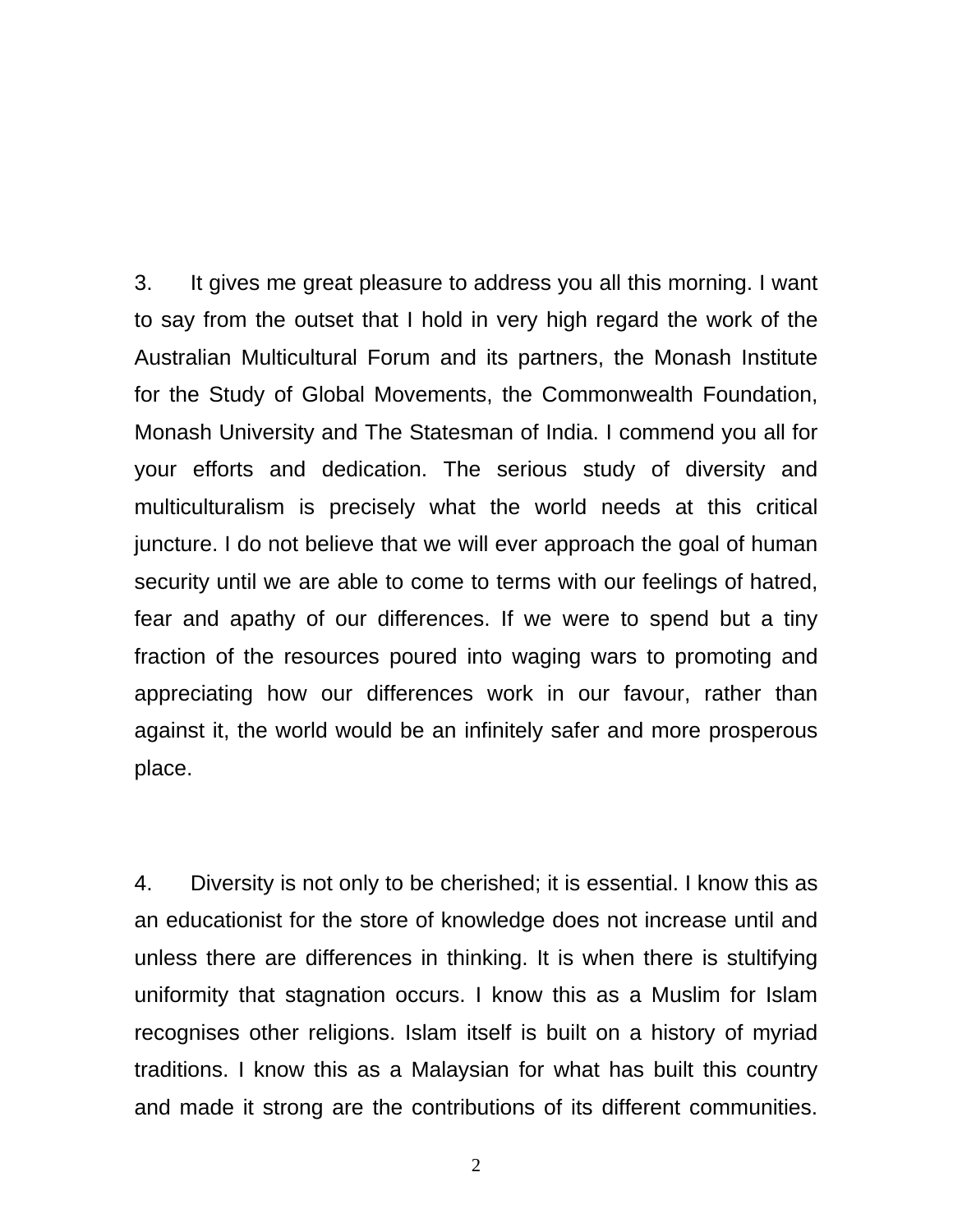3. It gives me great pleasure to address you all this morning. I want to say from the outset that I hold in very high regard the work of the Australian Multicultural Forum and its partners, the Monash Institute for the Study of Global Movements, the Commonwealth Foundation, Monash University and The Statesman of India. I commend you all for your efforts and dedication. The serious study of diversity and multiculturalism is precisely what the world needs at this critical juncture. I do not believe that we will ever approach the goal of human security until we are able to come to terms with our feelings of hatred, fear and apathy of our differences. If we were to spend but a tiny fraction of the resources poured into waging wars to promoting and appreciating how our differences work in our favour, rather than against it, the world would be an infinitely safer and more prosperous place.

4. Diversity is not only to be cherished; it is essential. I know this as an educationist for the store of knowledge does not increase until and unless there are differences in thinking. It is when there is stultifying uniformity that stagnation occurs. I know this as a Muslim for Islam recognises other religions. Islam itself is built on a history of myriad traditions. I know this as a Malaysian for what has built this country and made it strong are the contributions of its different communities.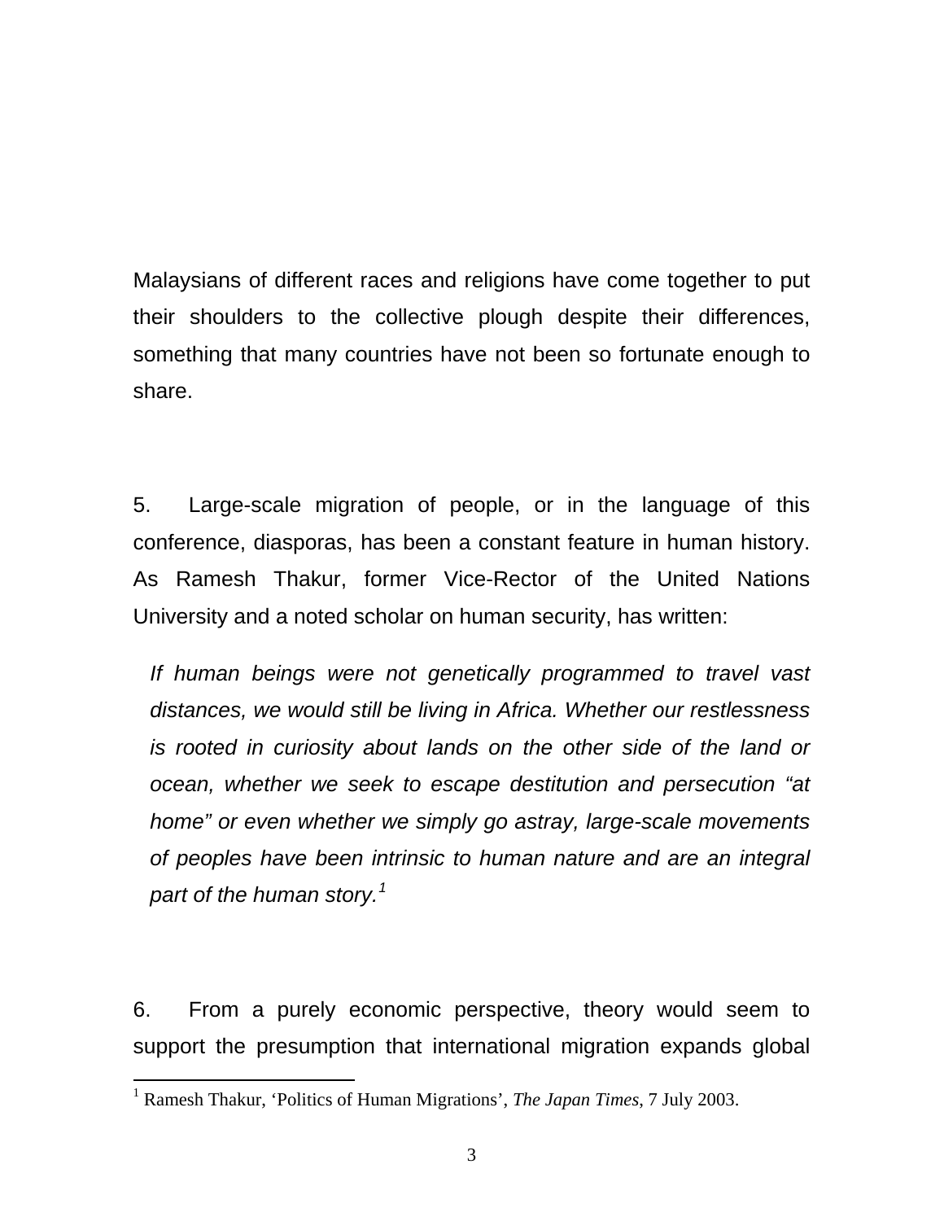Malaysians of different races and religions have come together to put their shoulders to the collective plough despite their differences, something that many countries have not been so fortunate enough to share.

5. Large-scale migration of people, or in the language of this conference, diasporas, has been a constant feature in human history. As Ramesh Thakur, former Vice-Rector of the United Nations University and a noted scholar on human security, has written:

> *If human beings were not genetically programmed to travel vast distances, we would still be living in Africa. Whether our restlessness is rooted in curiosity about lands on the other side of the land or ocean, whether we seek to escape destitution and persecution "at home" or even whether we simply go astray, large-scale movements of peoples have been intrinsic to human nature and are an integral part of the human story.*[1]

6. From a purely economic perspective, theory would seem to support the presumption that international migration expands global

---

[1] Ramesh Thakur, 'Politics of Human Migrations', *The Japan Times*, 7 July 2003.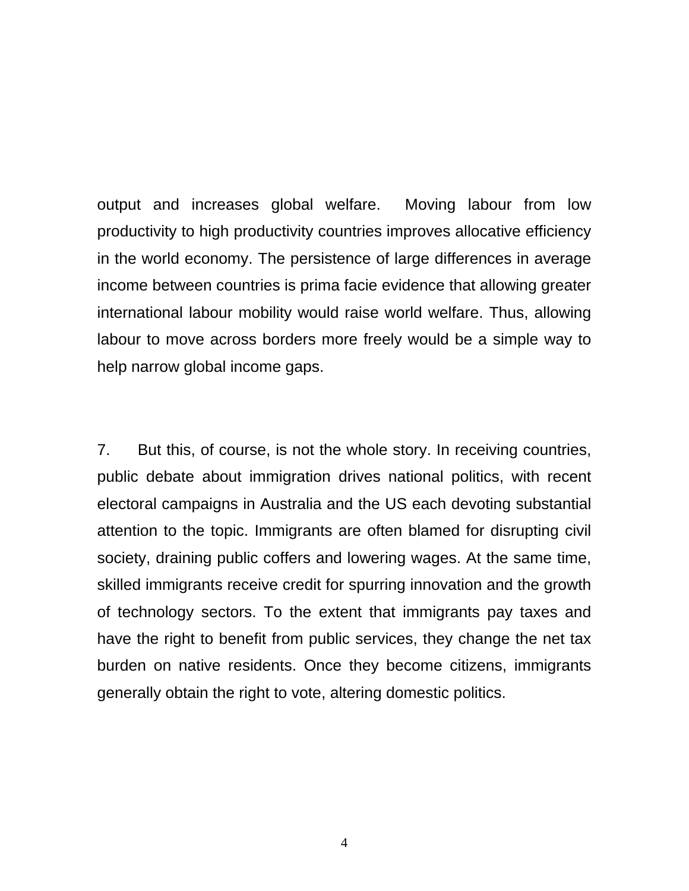output and increases global welfare. Moving labour from low productivity to high productivity countries improves allocative efficiency in the world economy. The persistence of large differences in average income between countries is prima facie evidence that allowing greater international labour mobility would raise world welfare. Thus, allowing labour to move across borders more freely would be a simple way to help narrow global income gaps.

7. But this, of course, is not the whole story. In receiving countries, public debate about immigration drives national politics, with recent electoral campaigns in Australia and the US each devoting substantial attention to the topic. Immigrants are often blamed for disrupting civil society, draining public coffers and lowering wages. At the same time, skilled immigrants receive credit for spurring innovation and the growth of technology sectors. To the extent that immigrants pay taxes and have the right to benefit from public services, they change the net tax burden on native residents. Once they become citizens, immigrants generally obtain the right to vote, altering domestic politics.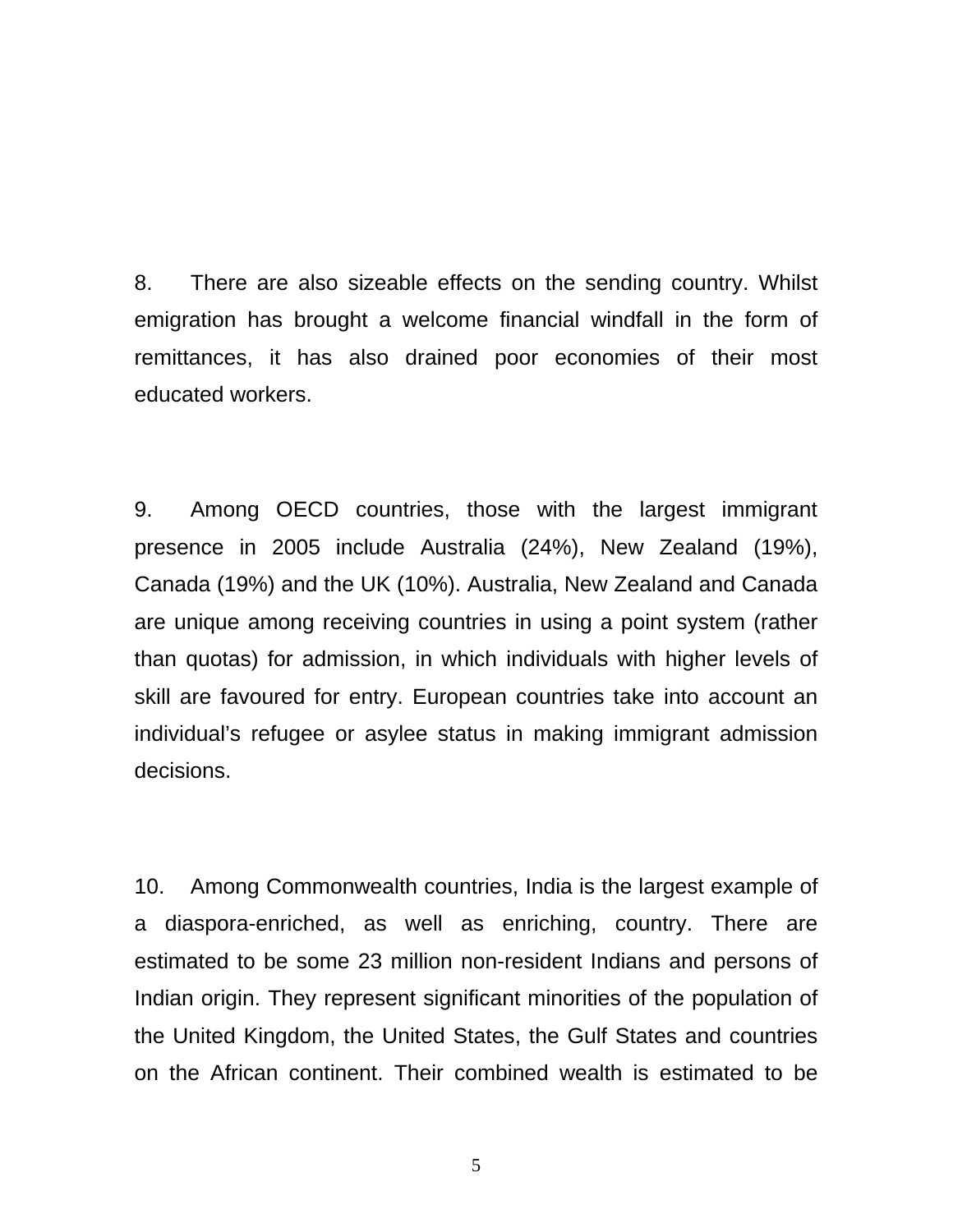8. There are also sizeable effects on the sending country. Whilst emigration has brought a welcome financial windfall in the form of remittances, it has also drained poor economies of their most educated workers.

9. Among OECD countries, those with the largest immigrant presence in 2005 include Australia (24%), New Zealand (19%), Canada (19%) and the UK (10%). Australia, New Zealand and Canada are unique among receiving countries in using a point system (rather than quotas) for admission, in which individuals with higher levels of skill are favoured for entry. European countries take into account an individual's refugee or asylee status in making immigrant admission decisions.

10. Among Commonwealth countries, India is the largest example of a diaspora-enriched, as well as enriching, country. There are estimated to be some 23 million non-resident Indians and persons of Indian origin. They represent significant minorities of the population of the United Kingdom, the United States, the Gulf States and countries on the African continent. Their combined wealth is estimated to be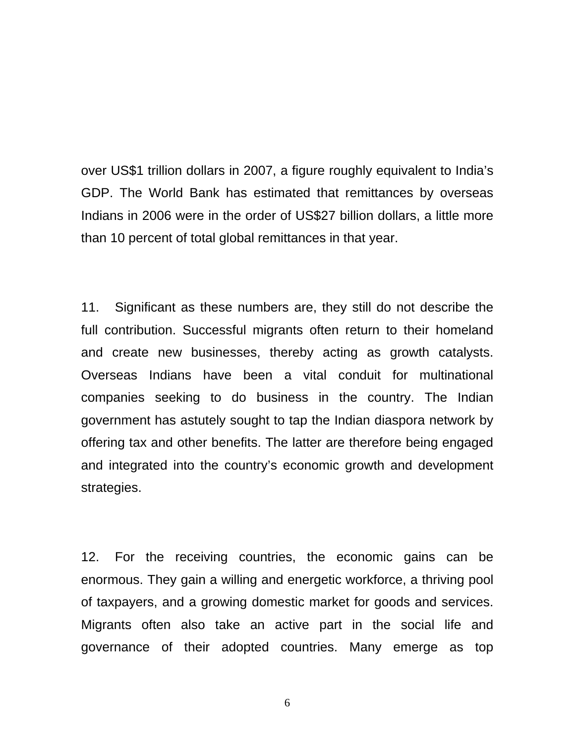over US$1 trillion dollars in 2007, a figure roughly equivalent to India's GDP. The World Bank has estimated that remittances by overseas Indians in 2006 were in the order of US$27 billion dollars, a little more than 10 percent of total global remittances in that year.

11. Significant as these numbers are, they still do not describe the full contribution. Successful migrants often return to their homeland and create new businesses, thereby acting as growth catalysts. Overseas Indians have been a vital conduit for multinational companies seeking to do business in the country. The Indian government has astutely sought to tap the Indian diaspora network by offering tax and other benefits. The latter are therefore being engaged and integrated into the country's economic growth and development strategies.

12. For the receiving countries, the economic gains can be enormous. They gain a willing and energetic workforce, a thriving pool of taxpayers, and a growing domestic market for goods and services. Migrants often also take an active part in the social life and governance of their adopted countries. Many emerge as top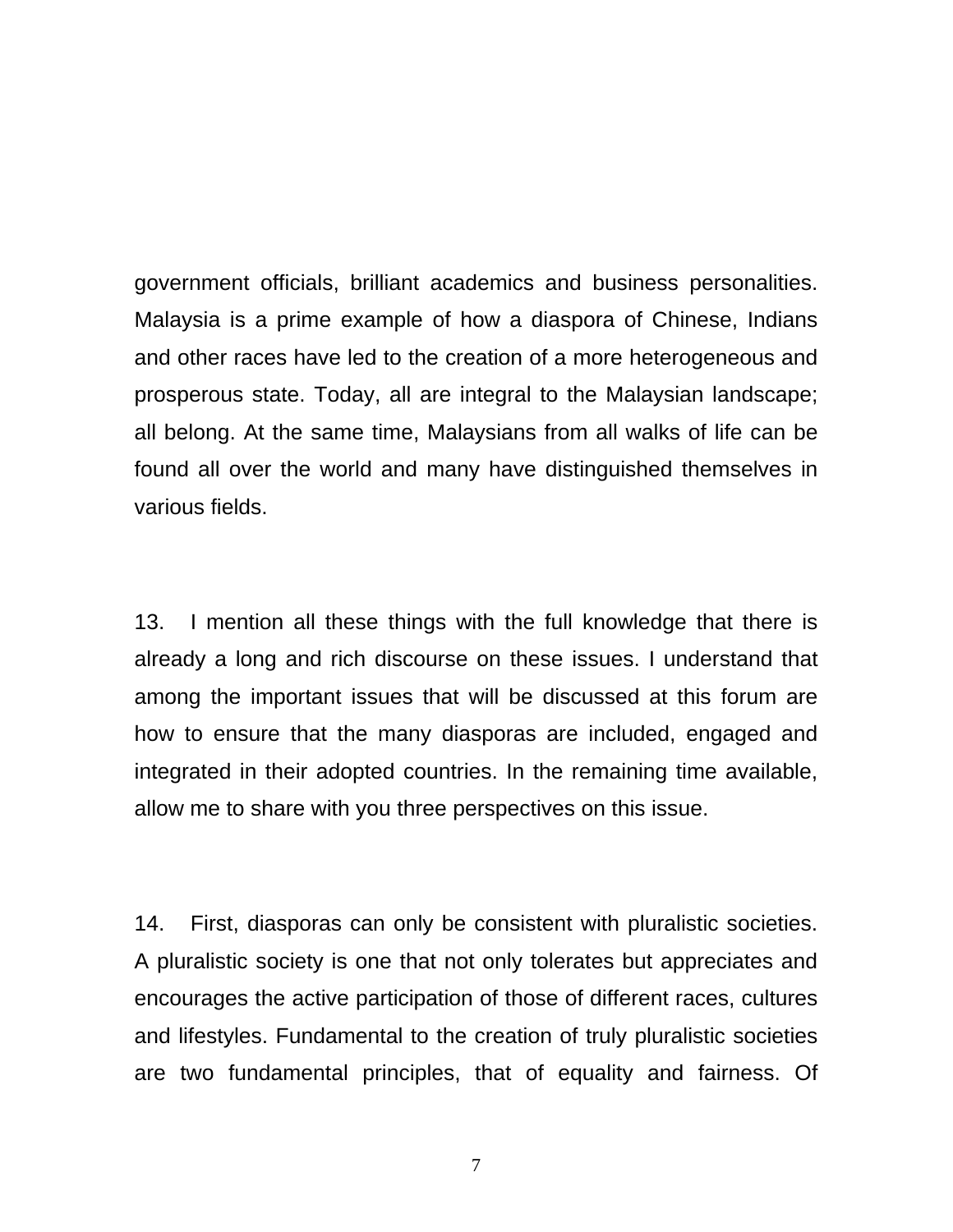government officials, brilliant academics and business personalities. Malaysia is a prime example of how a diaspora of Chinese, Indians and other races have led to the creation of a more heterogeneous and prosperous state. Today, all are integral to the Malaysian landscape; all belong. At the same time, Malaysians from all walks of life can be found all over the world and many have distinguished themselves in various fields.

13. I mention all these things with the full knowledge that there is already a long and rich discourse on these issues. I understand that among the important issues that will be discussed at this forum are how to ensure that the many diasporas are included, engaged and integrated in their adopted countries. In the remaining time available, allow me to share with you three perspectives on this issue.

14. First, diasporas can only be consistent with pluralistic societies. A pluralistic society is one that not only tolerates but appreciates and encourages the active participation of those of different races, cultures and lifestyles. Fundamental to the creation of truly pluralistic societies are two fundamental principles, that of equality and fairness. Of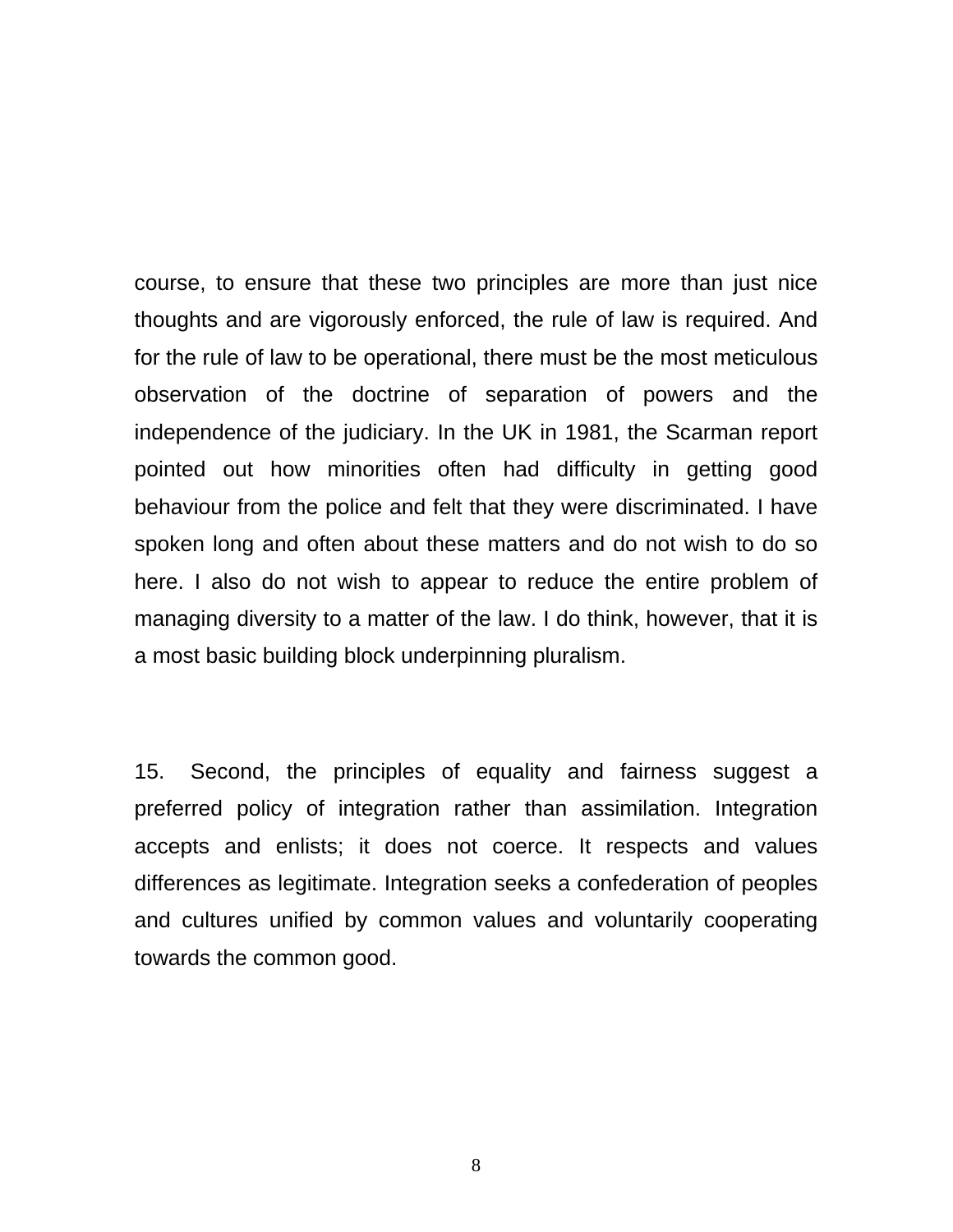course, to ensure that these two principles are more than just nice thoughts and are vigorously enforced, the rule of law is required. And for the rule of law to be operational, there must be the most meticulous observation of the doctrine of separation of powers and the independence of the judiciary. In the UK in 1981, the Scarman report pointed out how minorities often had difficulty in getting good behaviour from the police and felt that they were discriminated. I have spoken long and often about these matters and do not wish to do so here. I also do not wish to appear to reduce the entire problem of managing diversity to a matter of the law. I do think, however, that it is a most basic building block underpinning pluralism.

15. Second, the principles of equality and fairness suggest a preferred policy of integration rather than assimilation. Integration accepts and enlists; it does not coerce. It respects and values differences as legitimate. Integration seeks a confederation of peoples and cultures unified by common values and voluntarily cooperating towards the common good.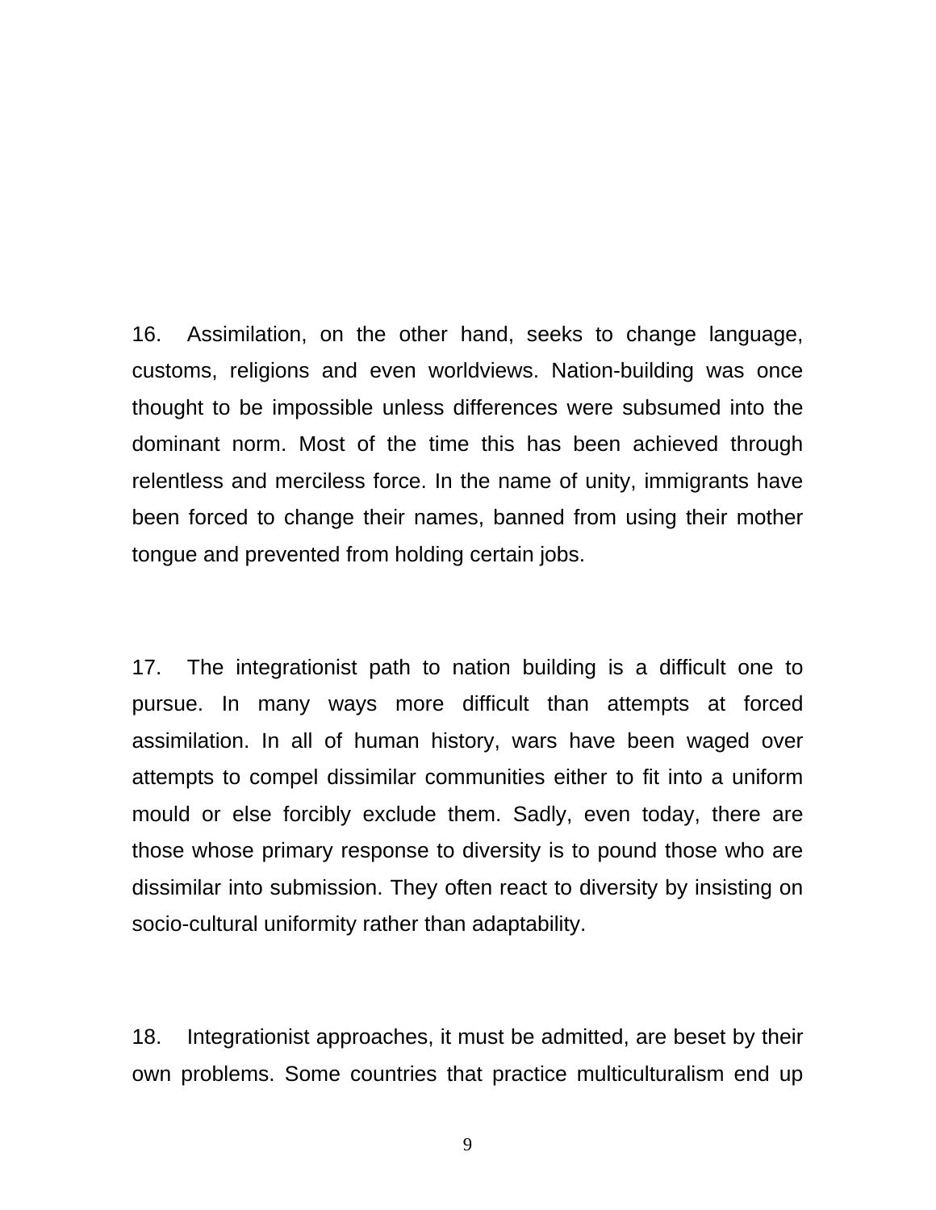16. Assimilation, on the other hand, seeks to change language, customs, religions and even worldviews. Nation-building was once thought to be impossible unless differences were subsumed into the dominant norm. Most of the time this has been achieved through relentless and merciless force. In the name of unity, immigrants have been forced to change their names, banned from using their mother tongue and prevented from holding certain jobs.

17. The integrationist path to nation building is a difficult one to pursue. In many ways more difficult than attempts at forced assimilation. In all of human history, wars have been waged over attempts to compel dissimilar communities either to fit into a uniform mould or else forcibly exclude them. Sadly, even today, there are those whose primary response to diversity is to pound those who are dissimilar into submission. They often react to diversity by insisting on socio-cultural uniformity rather than adaptability.

18. Integrationist approaches, it must be admitted, are beset by their own problems. Some countries that practice multiculturalism end up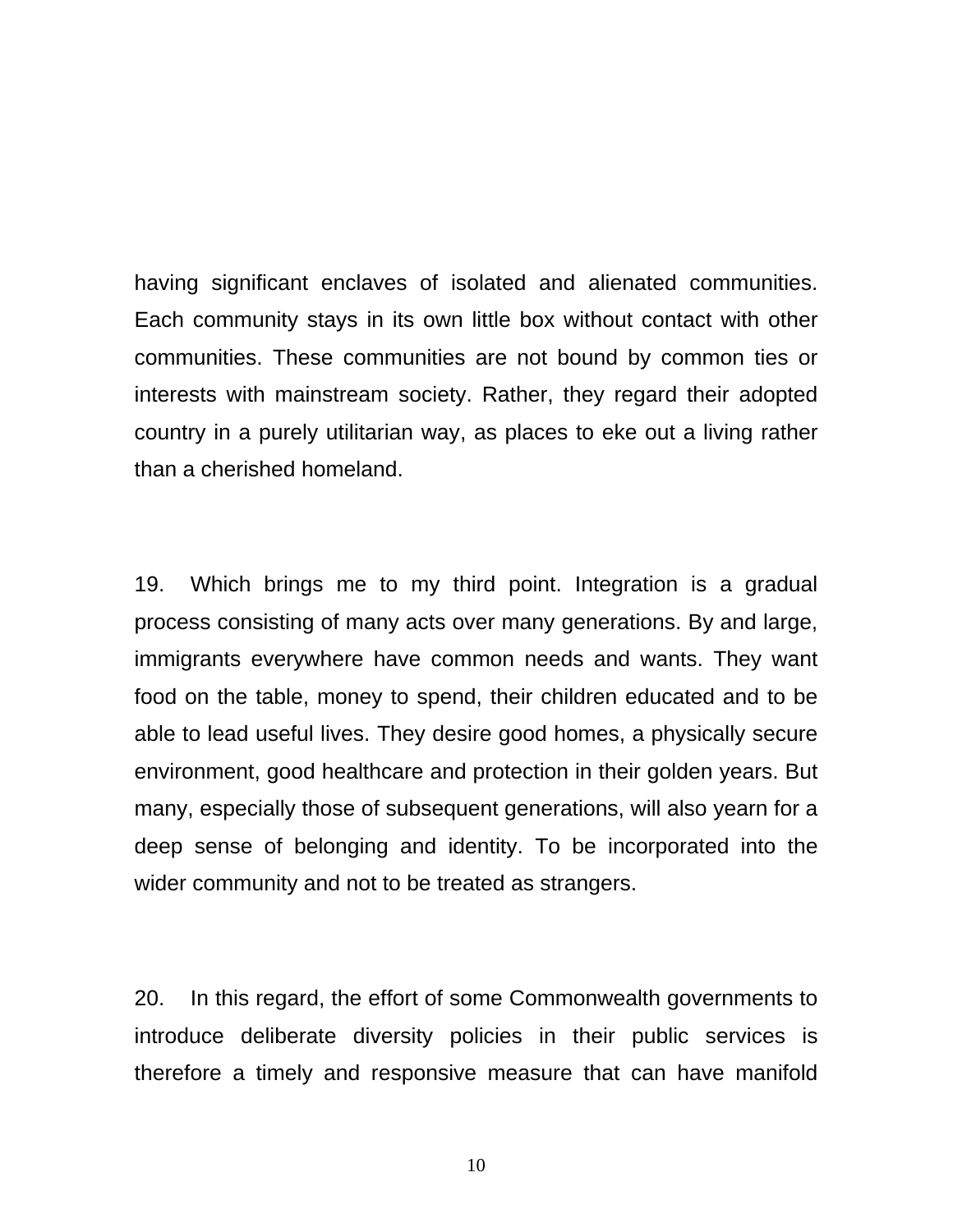having significant enclaves of isolated and alienated communities. Each community stays in its own little box without contact with other communities. These communities are not bound by common ties or interests with mainstream society. Rather, they regard their adopted country in a purely utilitarian way, as places to eke out a living rather than a cherished homeland.

19. Which brings me to my third point. Integration is a gradual process consisting of many acts over many generations. By and large, immigrants everywhere have common needs and wants. They want food on the table, money to spend, their children educated and to be able to lead useful lives. They desire good homes, a physically secure environment, good healthcare and protection in their golden years. But many, especially those of subsequent generations, will also yearn for a deep sense of belonging and identity. To be incorporated into the wider community and not to be treated as strangers.

20. In this regard, the effort of some Commonwealth governments to introduce deliberate diversity policies in their public services is therefore a timely and responsive measure that can have manifold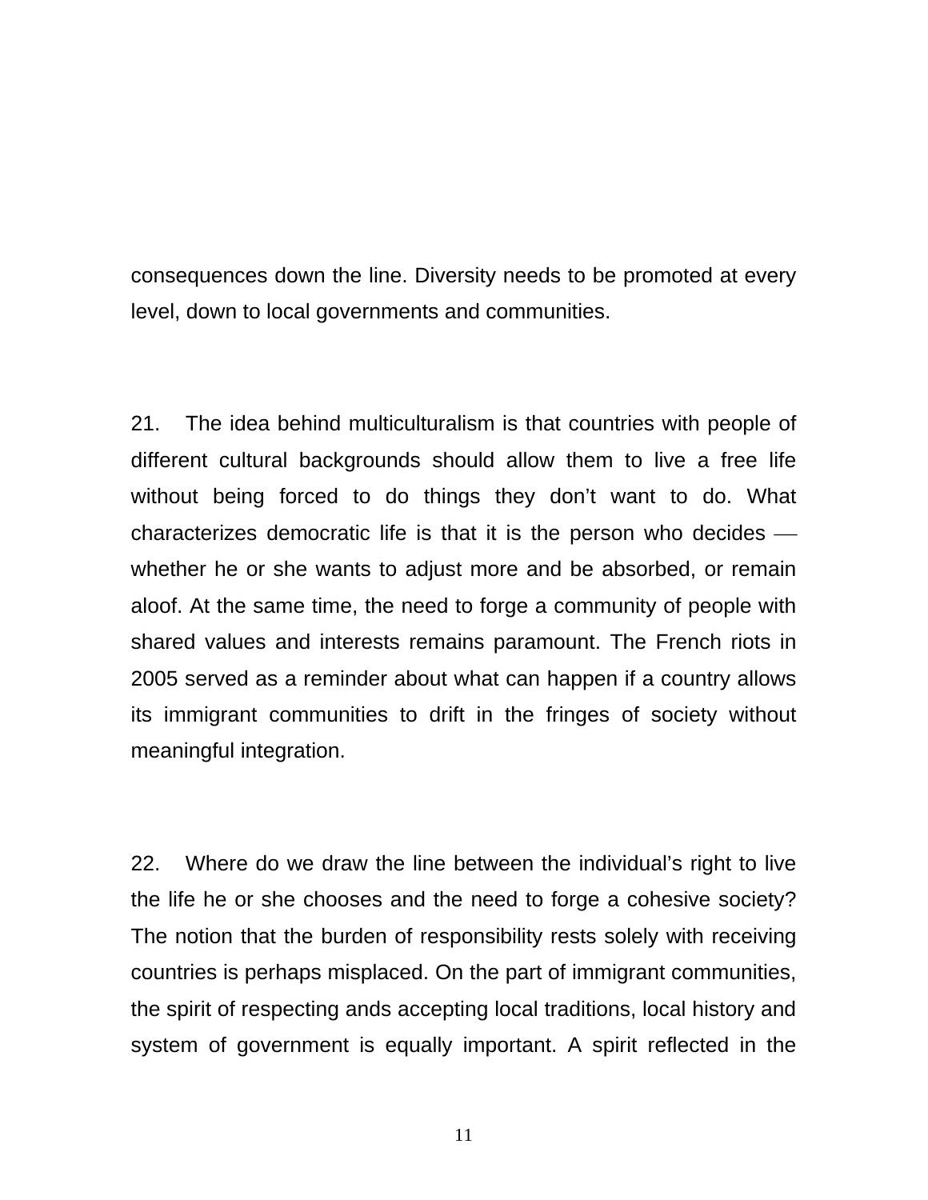consequences down the line. Diversity needs to be promoted at every level, down to local governments and communities.

21. The idea behind multiculturalism is that countries with people of different cultural backgrounds should allow them to live a free life without being forced to do things they don't want to do. What characterizes democratic life is that it is the person who decides — whether he or she wants to adjust more and be absorbed, or remain aloof. At the same time, the need to forge a community of people with shared values and interests remains paramount. The French riots in 2005 served as a reminder about what can happen if a country allows its immigrant communities to drift in the fringes of society without meaningful integration.

22. Where do we draw the line between the individual's right to live the life he or she chooses and the need to forge a cohesive society? The notion that the burden of responsibility rests solely with receiving countries is perhaps misplaced. On the part of immigrant communities, the spirit of respecting ands accepting local traditions, local history and system of government is equally important. A spirit reflected in the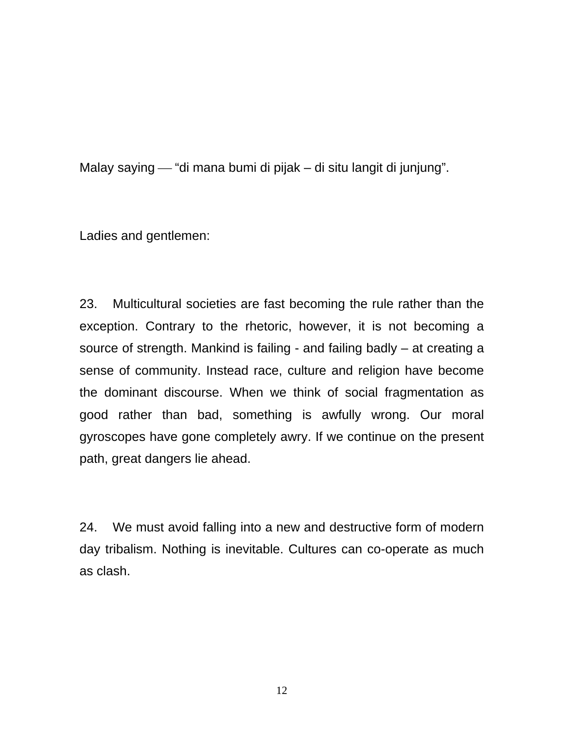Malay saying — "di mana bumi di pijak – di situ langit di junjung".

Ladies and gentlemen:

23. Multicultural societies are fast becoming the rule rather than the exception. Contrary to the rhetoric, however, it is not becoming a source of strength. Mankind is failing - and failing badly – at creating a sense of community. Instead race, culture and religion have become the dominant discourse. When we think of social fragmentation as good rather than bad, something is awfully wrong. Our moral gyroscopes have gone completely awry. If we continue on the present path, great dangers lie ahead.

24. We must avoid falling into a new and destructive form of modern day tribalism. Nothing is inevitable. Cultures can co-operate as much as clash.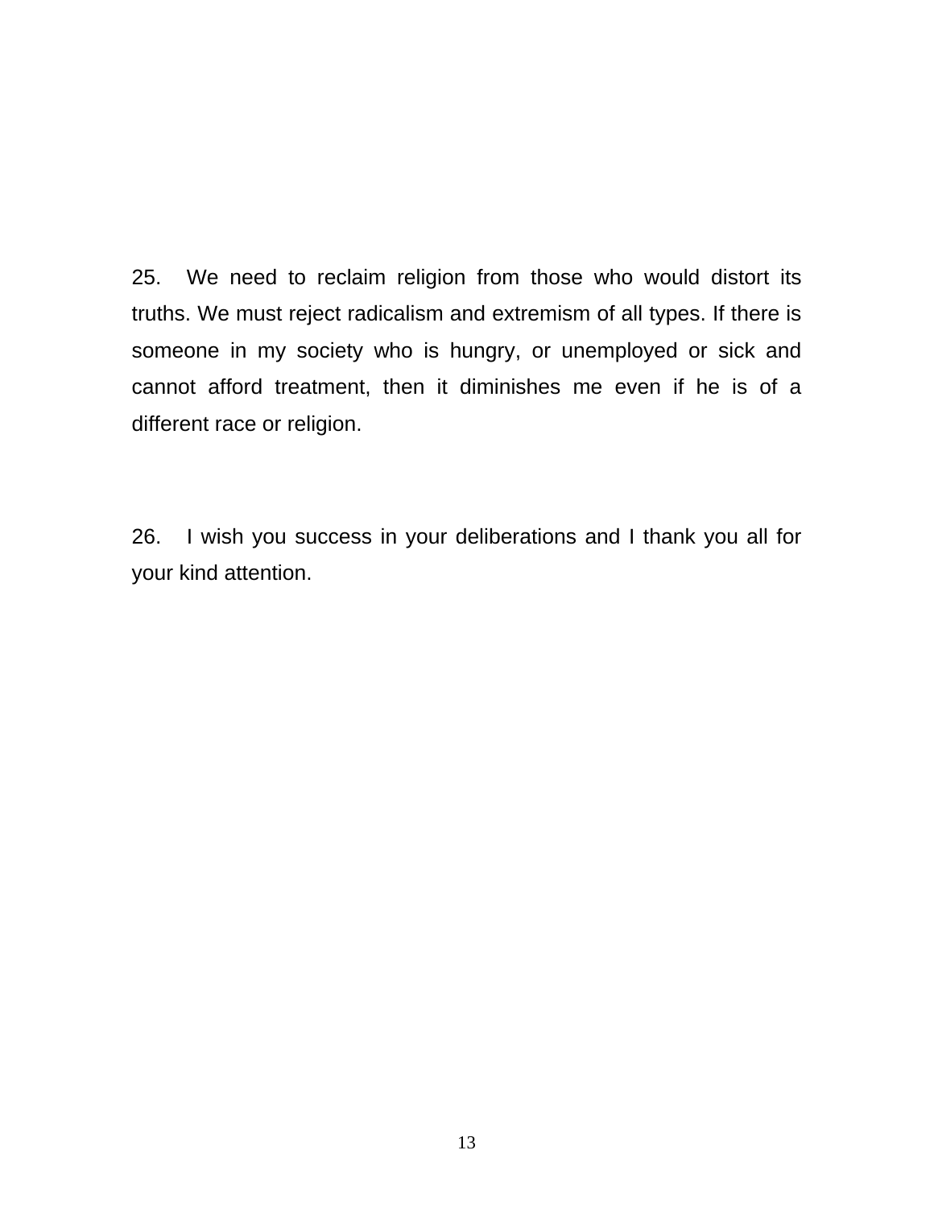25. We need to reclaim religion from those who would distort its truths. We must reject radicalism and extremism of all types. If there is someone in my society who is hungry, or unemployed or sick and cannot afford treatment, then it diminishes me even if he is of a different race or religion.

26. I wish you success in your deliberations and I thank you all for your kind attention.